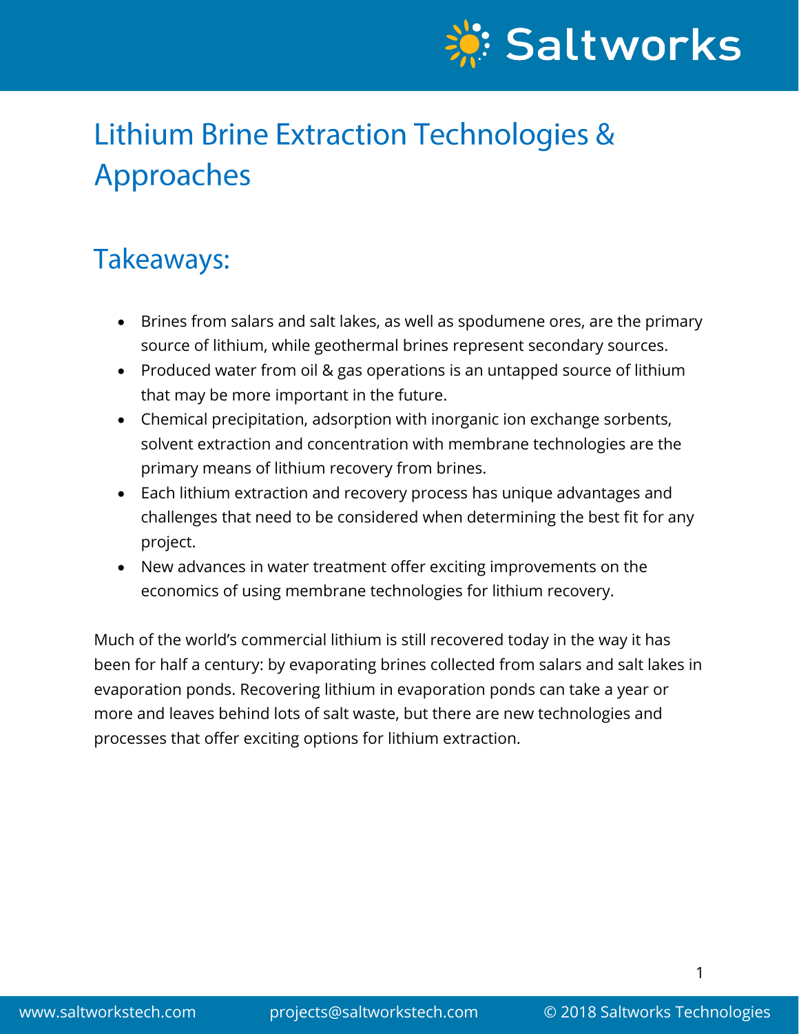# Lithium Brine Extraction Technologies & Approaches

## Takeaways:

- Brines from salars and salt lakes, as well as spodumene ores, are the primary source of lithium, while geothermal brines represent secondary sources.
- Produced water from oil & gas operations is an untapped source of lithium that may be more important in the future.
- Chemical precipitation, adsorption with inorganic ion exchange sorbents, solvent extraction and concentration with membrane technologies are the primary means of lithium recovery from brines.
- Each lithium extraction and recovery process has unique advantages and challenges that need to be considered when determining the best fit for any project.
- New advances in water treatment offer exciting improvements on the economics of using membrane technologies for lithium recovery.

Much of the world's commercial lithium is still recovered today in the way it has been for half a century: by evaporating brines collected from salars and salt lakes in evaporation ponds. Recovering lithium in evaporation ponds can take a year or more and leaves behind lots of salt waste, but there are new technologies and processes that offer exciting options for lithium extraction.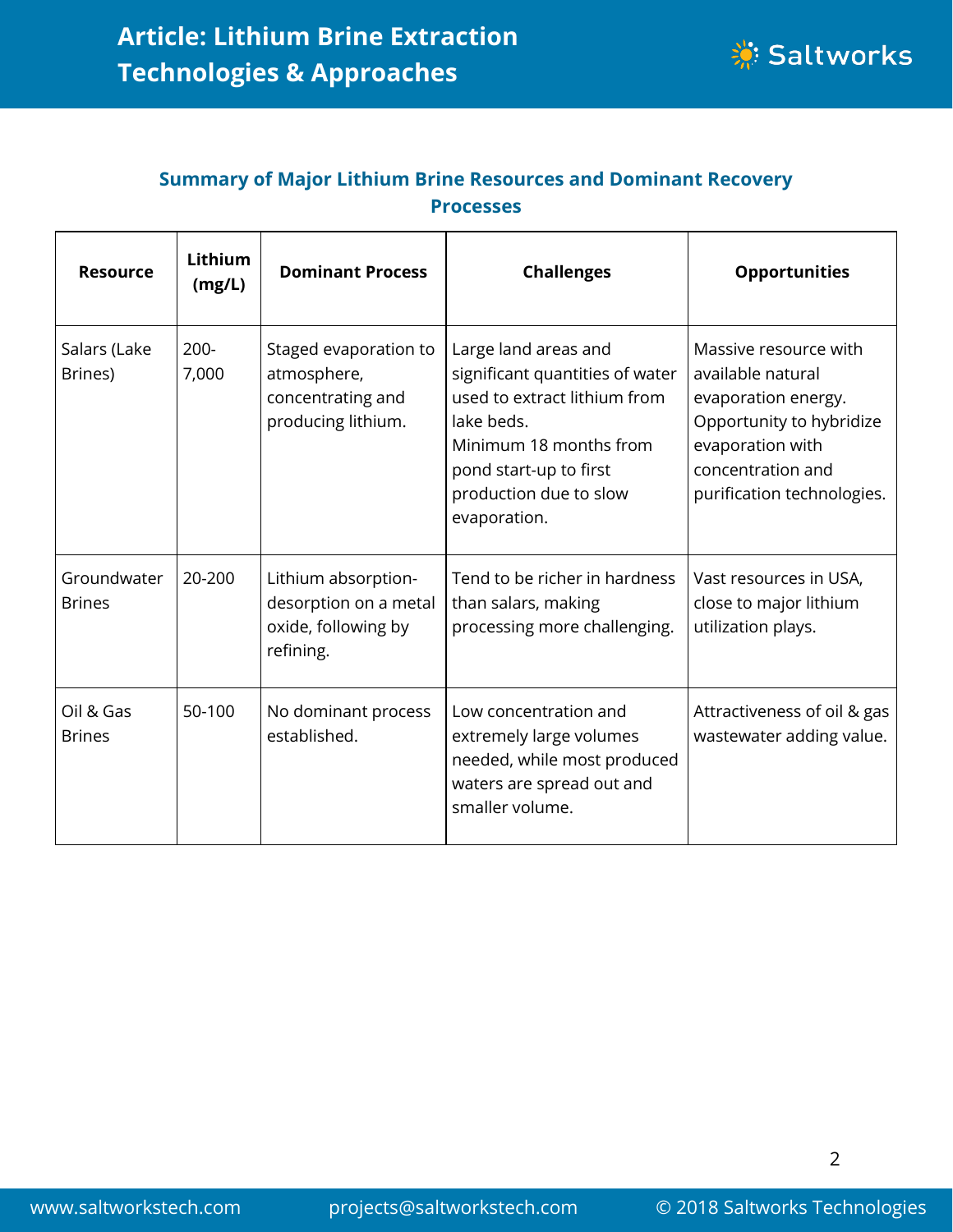## Summary of Major Lithium Brine Resources and Dominant Recovery Processes

| Resource | Lithium (mg/L) | Dominant Process | Challenges | Opportunities |
|---|---|---|---|---|
| Salars (Lake Brines) | 200-7,000 | Staged evaporation to atmosphere, concentrating and producing lithium. | Large land areas and significant quantities of water used to extract lithium from lake beds. Minimum 18 months from pond start-up to first production due to slow evaporation. | Massive resource with available natural evaporation energy. Opportunity to hybridize evaporation with concentration and purification technologies. |
| Groundwater Brines | 20-200 | Lithium absorption-desorption on a metal oxide, following by refining. | Tend to be richer in hardness than salars, making processing more challenging. | Vast resources in USA, close to major lithium utilization plays. |
| Oil & Gas Brines | 50-100 | No dominant process established. | Low concentration and extremely large volumes needed, while most produced waters are spread out and smaller volume. | Attractiveness of oil & gas wastewater adding value. |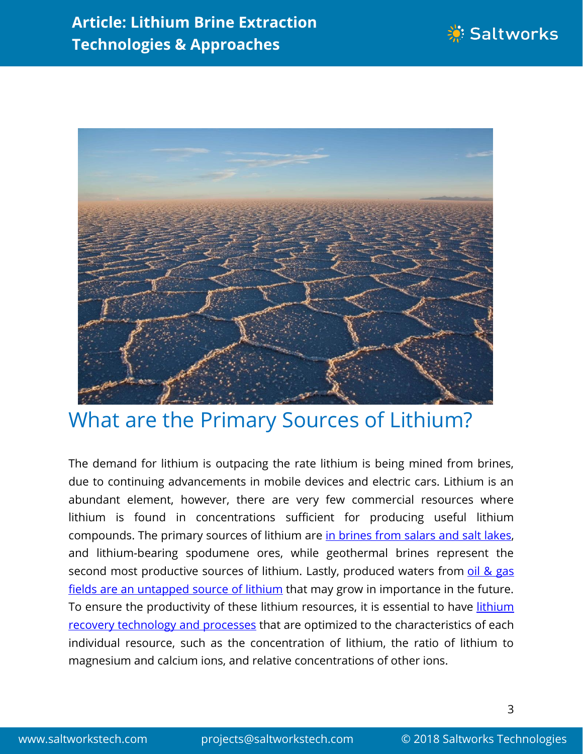## What are the Primary Sources of Lithium?

The demand for lithium is outpacing the rate lithium is being mined from brines, due to continuing advancements in mobile devices and electric cars. Lithium is an abundant element, however, there are very few commercial resources where lithium is found in concentrations sufficient for producing useful lithium compounds. The primary sources of lithium are in brines from salars and salt lakes, and lithium-bearing spodumene ores, while geothermal brines represent the second most productive sources of lithium. Lastly, produced waters from oil & gas fields are an untapped source of lithium that may grow in importance in the future. To ensure the productivity of these lithium resources, it is essential to have lithium recovery technology and processes that are optimized to the characteristics of each individual resource, such as the concentration of lithium, the ratio of lithium to magnesium and calcium ions, and relative concentrations of other ions.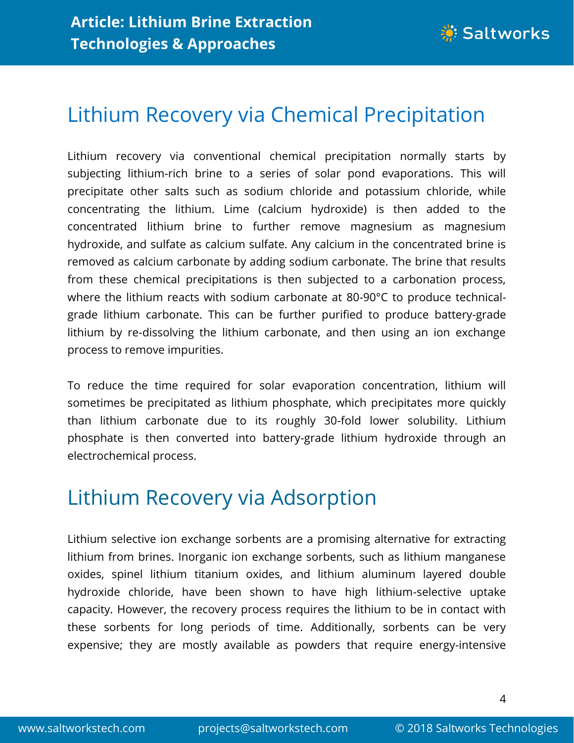## Lithium Recovery via Chemical Precipitation

Lithium recovery via conventional chemical precipitation normally starts by subjecting lithium-rich brine to a series of solar pond evaporations. This will precipitate other salts such as sodium chloride and potassium chloride, while concentrating the lithium. Lime (calcium hydroxide) is then added to the concentrated lithium brine to further remove magnesium as magnesium hydroxide, and sulfate as calcium sulfate. Any calcium in the concentrated brine is removed as calcium carbonate by adding sodium carbonate. The brine that results from these chemical precipitations is then subjected to a carbonation process, where the lithium reacts with sodium carbonate at 80-90°C to produce technical-grade lithium carbonate. This can be further purified to produce battery-grade lithium by re-dissolving the lithium carbonate, and then using an ion exchange process to remove impurities.

To reduce the time required for solar evaporation concentration, lithium will sometimes be precipitated as lithium phosphate, which precipitates more quickly than lithium carbonate due to its roughly 30-fold lower solubility. Lithium phosphate is then converted into battery-grade lithium hydroxide through an electrochemical process.

## Lithium Recovery via Adsorption

Lithium selective ion exchange sorbents are a promising alternative for extracting lithium from brines. Inorganic ion exchange sorbents, such as lithium manganese oxides, spinel lithium titanium oxides, and lithium aluminum layered double hydroxide chloride, have been shown to have high lithium-selective uptake capacity. However, the recovery process requires the lithium to be in contact with these sorbents for long periods of time. Additionally, sorbents can be very expensive; they are mostly available as powders that require energy-intensive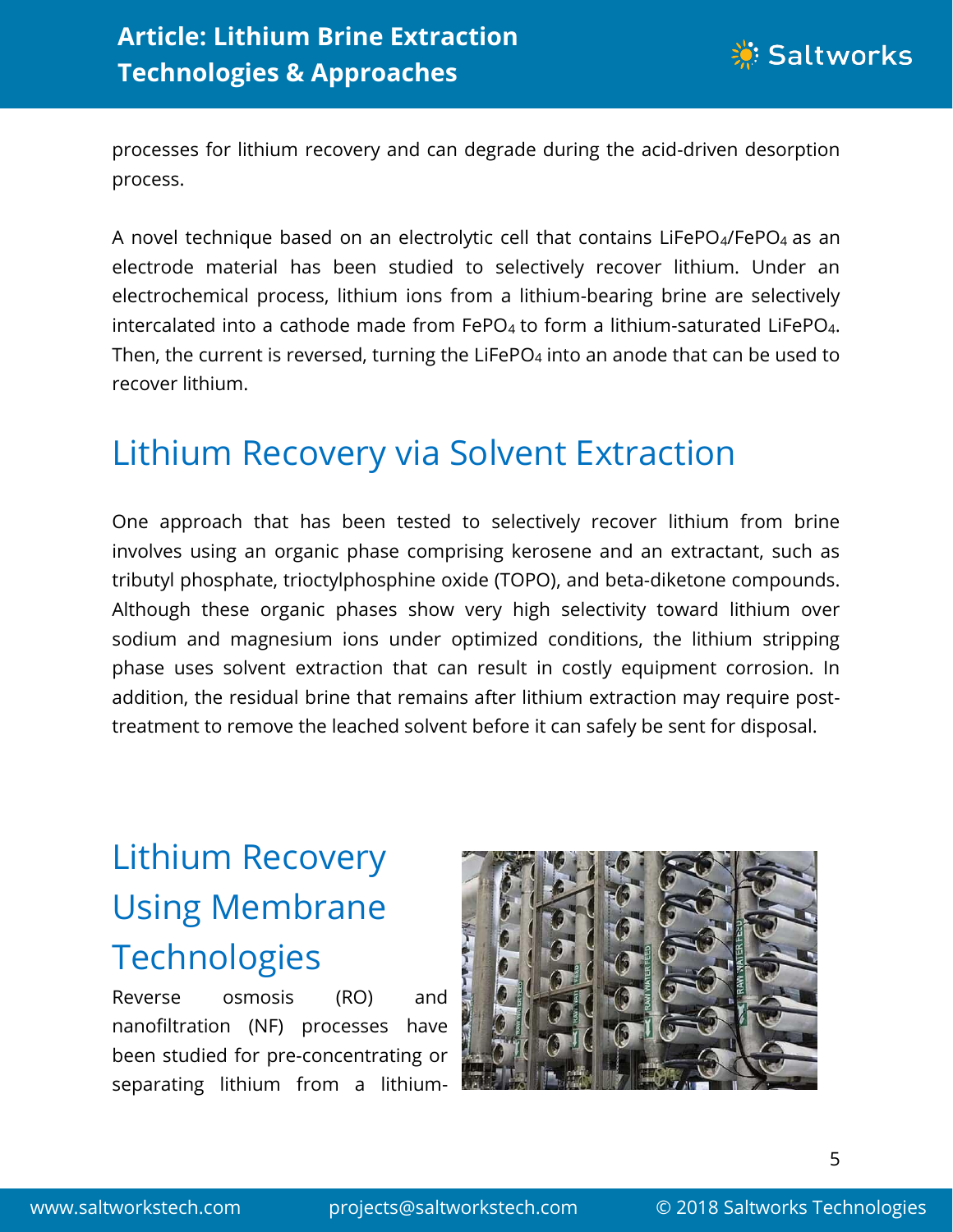processes for lithium recovery and can degrade during the acid-driven desorption process.

A novel technique based on an electrolytic cell that contains $LiFePO_4$/$FePO_4$ as an electrode material has been studied to selectively recover lithium. Under an electrochemical process, lithium ions from a lithium-bearing brine are selectively intercalated into a cathode made from $FePO_4$ to form a lithium-saturated $LiFePO_4$. Then, the current is reversed, turning the $LiFePO_4$ into an anode that can be used to recover lithium.

## Lithium Recovery via Solvent Extraction

One approach that has been tested to selectively recover lithium from brine involves using an organic phase comprising kerosene and an extractant, such as tributyl phosphate, trioctylphosphine oxide (TOPO), and beta-diketone compounds. Although these organic phases show very high selectivity toward lithium over sodium and magnesium ions under optimized conditions, the lithium stripping phase uses solvent extraction that can result in costly equipment corrosion. In addition, the residual brine that remains after lithium extraction may require post-treatment to remove the leached solvent before it can safely be sent for disposal.

## Lithium Recovery Using Membrane Technologies

Reverse osmosis (RO) and nanofiltration (NF) processes have been studied for pre-concentrating or separating lithium from a lithium-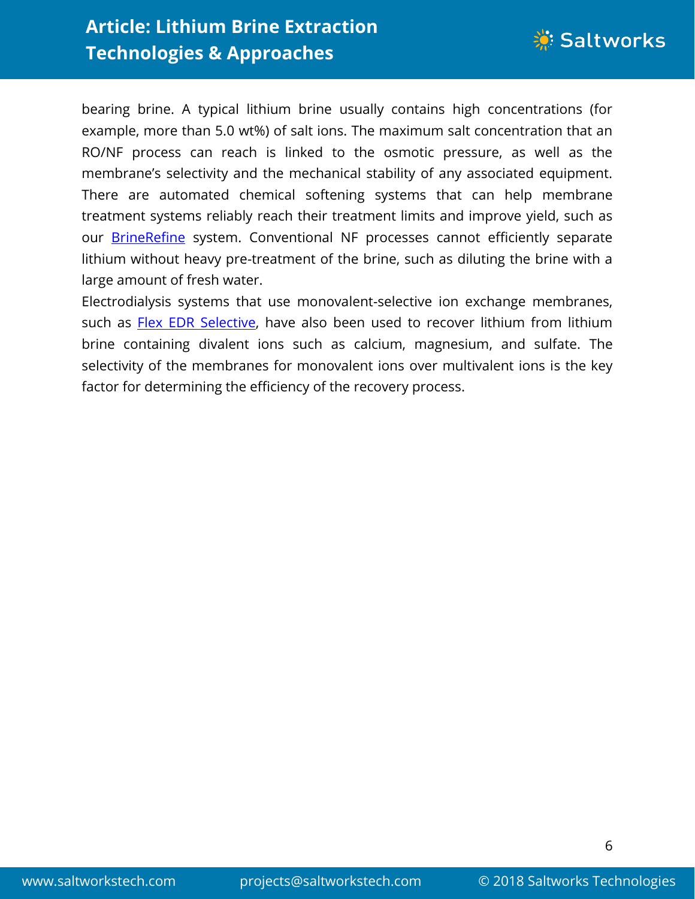bearing brine. A typical lithium brine usually contains high concentrations (for example, more than 5.0 wt%) of salt ions. The maximum salt concentration that an RO/NF process can reach is linked to the osmotic pressure, as well as the membrane's selectivity and the mechanical stability of any associated equipment. There are automated chemical softening systems that can help membrane treatment systems reliably reach their treatment limits and improve yield, such as our BrineRefine system. Conventional NF processes cannot efficiently separate lithium without heavy pre-treatment of the brine, such as diluting the brine with a large amount of fresh water.

Electrodialysis systems that use monovalent-selective ion exchange membranes, such as Flex EDR Selective, have also been used to recover lithium from lithium brine containing divalent ions such as calcium, magnesium, and sulfate. The selectivity of the membranes for monovalent ions over multivalent ions is the key factor for determining the efficiency of the recovery process.